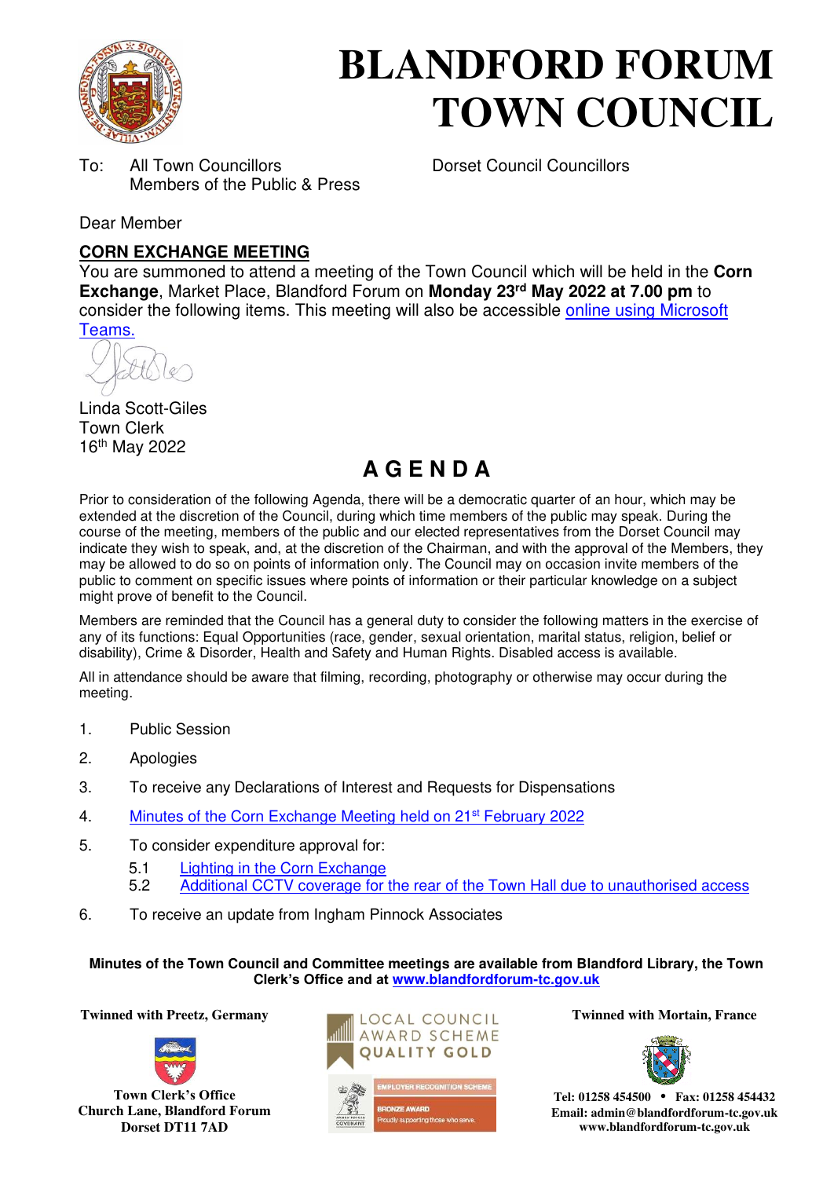# BLANDFORD FORUM TOWN COUNCIL

To: All Town Councillors
Members of the Public & Press

Dorset Council Councillors

Dear Member

## CORN EXCHANGE MEETING

You are summoned to attend a meeting of the Town Council which will be held in the **Corn Exchange**, Market Place, Blandford Forum on **Monday 23rd May 2022 at 7.00 pm** to consider the following items. This meeting will also be accessible online using Microsoft Teams.

Linda Scott-Giles
Town Clerk
16th May 2022

## A G E N D A

Prior to consideration of the following Agenda, there will be a democratic quarter of an hour, which may be extended at the discretion of the Council, during which time members of the public may speak. During the course of the meeting, members of the public and our elected representatives from the Dorset Council may indicate they wish to speak, and, at the discretion of the Chairman, and with the approval of the Members, they may be allowed to do so on points of information only. The Council may on occasion invite members of the public to comment on specific issues where points of information or their particular knowledge on a subject might prove of benefit to the Council.

Members are reminded that the Council has a general duty to consider the following matters in the exercise of any of its functions: Equal Opportunities (race, gender, sexual orientation, marital status, religion, belief or disability), Crime & Disorder, Health and Safety and Human Rights. Disabled access is available.

All in attendance should be aware that filming, recording, photography or otherwise may occur during the meeting.

1. Public Session
2. Apologies
3. To receive any Declarations of Interest and Requests for Dispensations
4. Minutes of the Corn Exchange Meeting held on 21st February 2022
5. To consider expenditure approval for:
   - 5.1 Lighting in the Corn Exchange
   - 5.2 Additional CCTV coverage for the rear of the Town Hall due to unauthorised access
6. To receive an update from Ingham Pinnock Associates

**Minutes of the Town Council and Committee meetings are available from Blandford Library, the Town Clerk's Office and at www.blandfordforum-tc.gov.uk**

**Twinned with Preetz, Germany**

**Town Clerk's Office
Church Lane, Blandford Forum
Dorset DT11 7AD**

LOCAL COUNCIL AWARD SCHEME QUALITY GOLD

EMPLOYER RECOGNITION SCHEME
BRONZE AWARD
Proudly supporting those who serve.

**Twinned with Mortain, France**

**Tel: 01258 454500 • Fax: 01258 454432
Email: admin@blandfordforum-tc.gov.uk
www.blandfordforum-tc.gov.uk**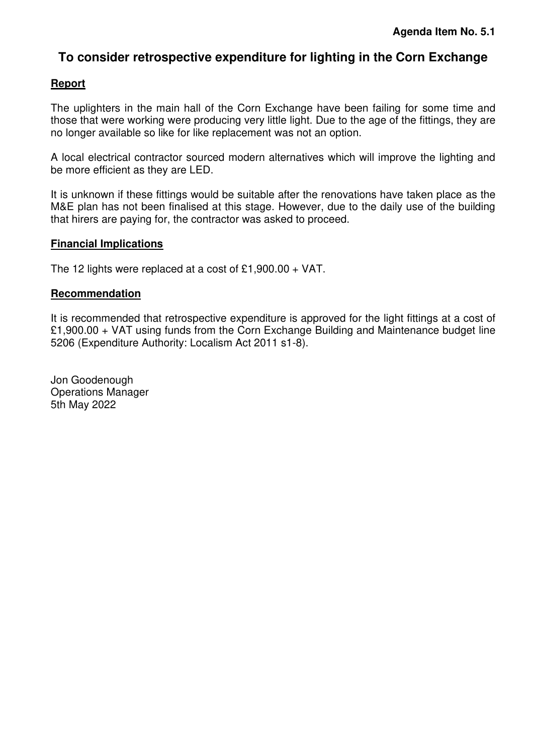**Agenda Item No. 5.1**

# To consider retrospective expenditure for lighting in the Corn Exchange

## Report

The uplighters in the main hall of the Corn Exchange have been failing for some time and those that were working were producing very little light. Due to the age of the fittings, they are no longer available so like for like replacement was not an option.

A local electrical contractor sourced modern alternatives which will improve the lighting and be more efficient as they are LED.

It is unknown if these fittings would be suitable after the renovations have taken place as the M&E plan has not been finalised at this stage. However, due to the daily use of the building that hirers are paying for, the contractor was asked to proceed.

## Financial Implications

The 12 lights were replaced at a cost of £1,900.00 + VAT.

## Recommendation

It is recommended that retrospective expenditure is approved for the light fittings at a cost of £1,900.00 + VAT using funds from the Corn Exchange Building and Maintenance budget line 5206 (Expenditure Authority: Localism Act 2011 s1-8).

Jon Goodenough
Operations Manager
5th May 2022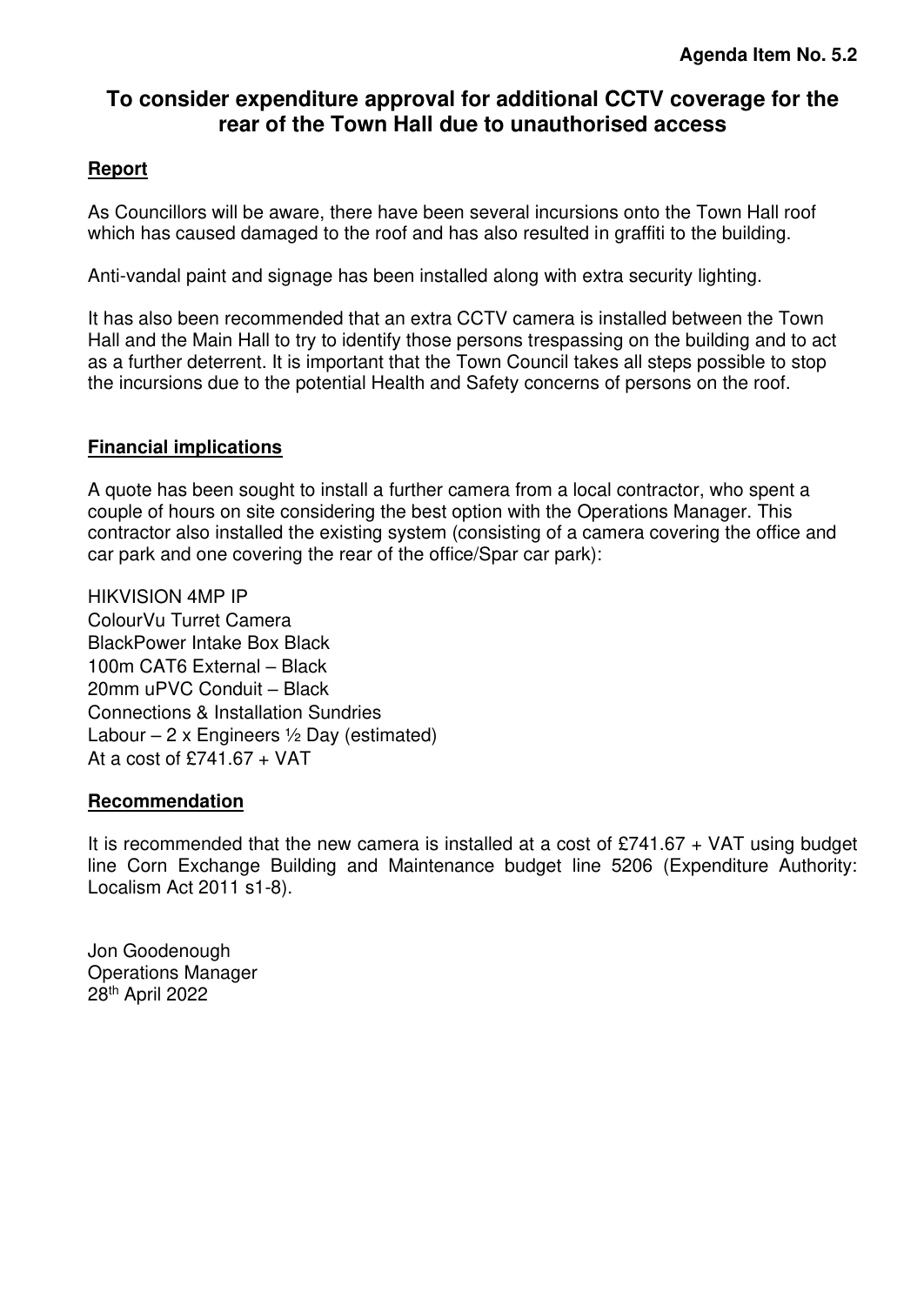**Agenda Item No. 5.2**

# To consider expenditure approval for additional CCTV coverage for the rear of the Town Hall due to unauthorised access

## Report

As Councillors will be aware, there have been several incursions onto the Town Hall roof which has caused damaged to the roof and has also resulted in graffiti to the building.

Anti-vandal paint and signage has been installed along with extra security lighting.

It has also been recommended that an extra CCTV camera is installed between the Town Hall and the Main Hall to try to identify those persons trespassing on the building and to act as a further deterrent. It is important that the Town Council takes all steps possible to stop the incursions due to the potential Health and Safety concerns of persons on the roof.

## Financial implications

A quote has been sought to install a further camera from a local contractor, who spent a couple of hours on site considering the best option with the Operations Manager. This contractor also installed the existing system (consisting of a camera covering the office and car park and one covering the rear of the office/Spar car park):

HIKVISION 4MP IP
ColourVu Turret Camera
BlackPower Intake Box Black
100m CAT6 External – Black
20mm uPVC Conduit – Black
Connections & Installation Sundries
Labour – 2 x Engineers ½ Day (estimated)
At a cost of £741.67 + VAT

## Recommendation

It is recommended that the new camera is installed at a cost of £741.67 + VAT using budget line Corn Exchange Building and Maintenance budget line 5206 (Expenditure Authority: Localism Act 2011 s1-8).

Jon Goodenough
Operations Manager
28th April 2022